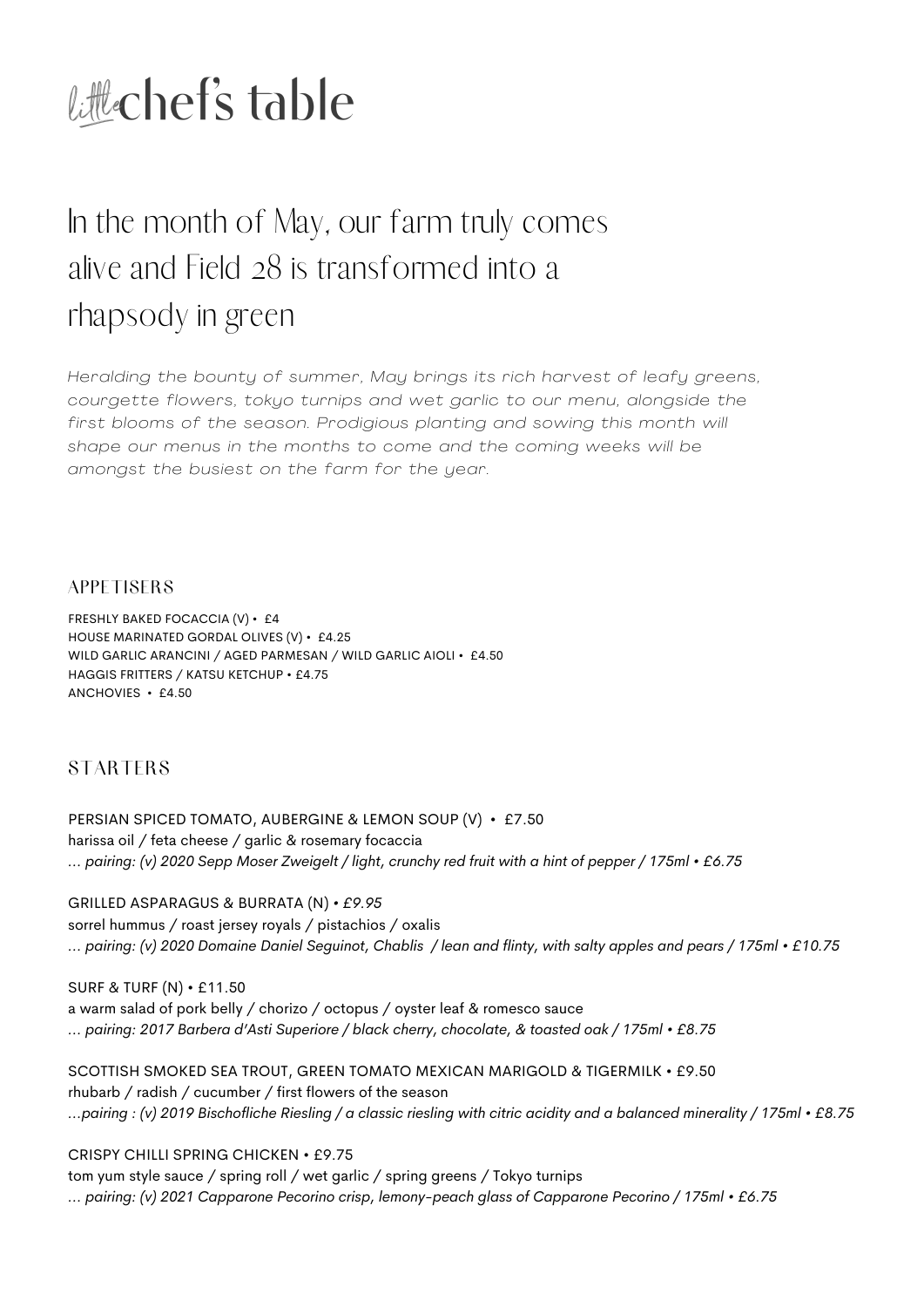# little chef's table

## In the month of May, our farm truly comes alive and Field 28 is transformed into a rhapsody in green

*Heralding the bounty of summer, May brings its rich harvest of leafy greens, courgette flowers, tokyo turnips and wet garlic to our menu, alongside the first blooms of the season. Prodigious planting and sowing this month will shape our menus in the months to come and the coming weeks will be amongst the busiest on the farm for the year.*

### APPETISERS

FRESHLY BAKED FOCACCIA (V) • £4
HOUSE MARINATED GORDAL OLIVES (V) • £4.25
WILD GARLIC ARANCINI / AGED PARMESAN / WILD GARLIC AIOLI • £4.50
HAGGIS FRITTERS / KATSU KETCHUP • £4.75
ANCHOVIES • £4.50

### STARTERS

PERSIAN SPICED TOMATO, AUBERGINE & LEMON SOUP (V) • £7.50
harissa oil / feta cheese / garlic & rosemary focaccia
*... pairing: (v) 2020 Sepp Moser Zweigelt / light, crunchy red fruit with a hint of pepper / 175ml • £6.75*

GRILLED ASPARAGUS & BURRATA (N) *• £9.95*
sorrel hummus / roast jersey royals / pistachios / oxalis
*... pairing: (v) 2020 Domaine Daniel Seguinot, Chablis / lean and flinty, with salty apples and pears / 175ml • £10.75*

SURF & TURF (N) • £11.50
a warm salad of pork belly / chorizo / octopus / oyster leaf & romesco sauce
*... pairing: 2017 Barbera d'Asti Superiore / black cherry, chocolate, & toasted oak / 175ml • £8.75*

SCOTTISH SMOKED SEA TROUT, GREEN TOMATO MEXICAN MARIGOLD & TIGERMILK • £9.50
rhubarb / radish / cucumber / first flowers of the season
*...pairing : (v) 2019 Bischofliche Riesling / a classic riesling with citric acidity and a balanced minerality / 175ml • £8.75*

CRISPY CHILLI SPRING CHICKEN • £9.75
tom yum style sauce / spring roll / wet garlic / spring greens / Tokyo turnips
*... pairing: (v) 2021 Capparone Pecorino crisp, lemony-peach glass of Capparone Pecorino / 175ml • £6.75*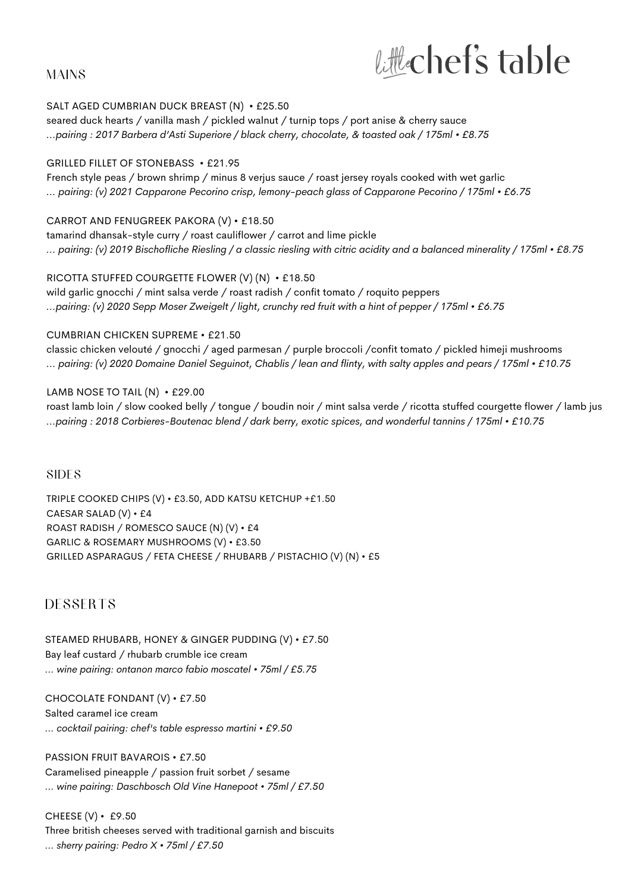# little chef's table

## MAINS

SALT AGED CUMBRIAN DUCK BREAST (N) • £25.50
seared duck hearts / vanilla mash / pickled walnut / turnip tops / port anise & cherry sauce
*...pairing : 2017 Barbera d'Asti Superiore / black cherry, chocolate, & toasted oak / 175ml • £8.75*

GRILLED FILLET OF STONEBASS • £21.95
French style peas / brown shrimp / minus 8 verjus sauce / roast jersey royals cooked with wet garlic
*... pairing: (v) 2021 Capparone Pecorino crisp, lemony-peach glass of Capparone Pecorino / 175ml • £6.75*

CARROT AND FENUGREEK PAKORA (V) • £18.50
tamarind dhansak-style curry / roast cauliflower / carrot and lime pickle
*... pairing: (v) 2019 Bischofliche Riesling / a classic riesling with citric acidity and a balanced minerality / 175ml • £8.75*

RICOTTA STUFFED COURGETTE FLOWER (V) (N) • £18.50
wild garlic gnocchi / mint salsa verde / roast radish / confit tomato / roquito peppers
*...pairing: (v) 2020 Sepp Moser Zweigelt / light, crunchy red fruit with a hint of pepper / 175ml • £6.75*

CUMBRIAN CHICKEN SUPREME • £21.50
classic chicken velouté / gnocchi / aged parmesan / purple broccoli /confit tomato / pickled himeji mushrooms
*... pairing: (v) 2020 Domaine Daniel Seguinot, Chablis / lean and flinty, with salty apples and pears / 175ml • £10.75*

LAMB NOSE TO TAIL (N) • £29.00
roast lamb loin / slow cooked belly / tongue / boudin noir / mint salsa verde / ricotta stuffed courgette flower / lamb jus
*...pairing : 2018 Corbieres-Boutenac blend / dark berry, exotic spices, and wonderful tannins / 175ml • £10.75*

## SIDES

TRIPLE COOKED CHIPS (V) • £3.50, ADD KATSU KETCHUP +£1.50
CAESAR SALAD (V) • £4
ROAST RADISH / ROMESCO SAUCE (N) (V) • £4
GARLIC & ROSEMARY MUSHROOMS (V) • £3.50
GRILLED ASPARAGUS / FETA CHEESE / RHUBARB / PISTACHIO (V) (N) • £5

## DESSERTS

STEAMED RHUBARB, HONEY & GINGER PUDDING (V) • £7.50
Bay leaf custard / rhubarb crumble ice cream
*... wine pairing: ontanon marco fabio moscatel • 75ml / £5.75*

CHOCOLATE FONDANT (V) • £7.50
Salted caramel ice cream
*... cocktail pairing: chef's table espresso martini • £9.50*

PASSION FRUIT BAVAROIS • £7.50
Caramelised pineapple / passion fruit sorbet / sesame
*... wine pairing: Daschbosch Old Vine Hanepoot • 75ml / £7.50*

CHEESE (V) • £9.50
Three british cheeses served with traditional garnish and biscuits
*... sherry pairing: Pedro X • 75ml / £7.50*